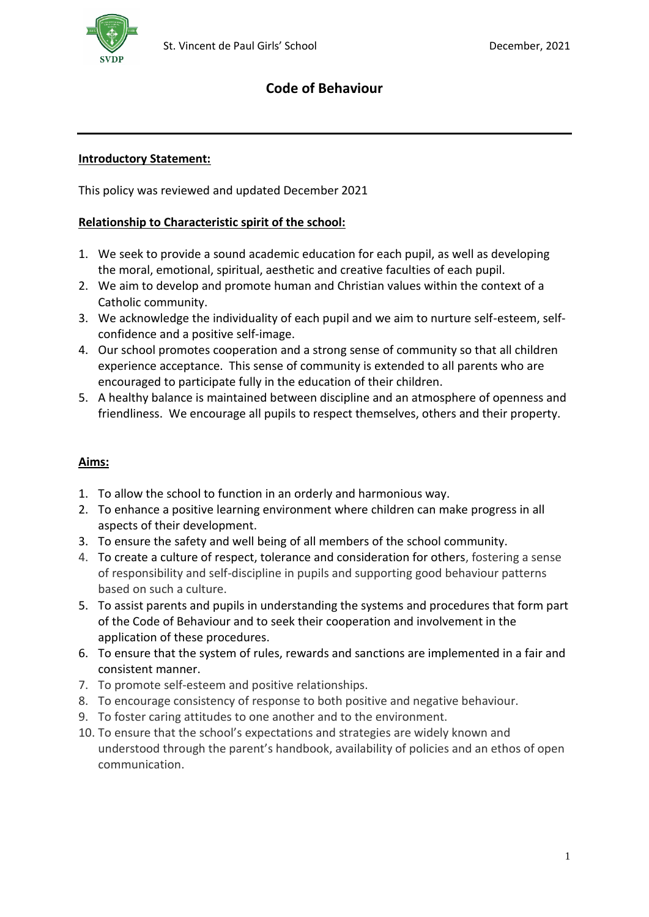# Code of Behaviour

## Introductory Statement:

This policy was reviewed and updated December 2021

## Relationship to Characteristic spirit of the school:

1. We seek to provide a sound academic education for each pupil, as well as developing the moral, emotional, spiritual, aesthetic and creative faculties of each pupil.
2. We aim to develop and promote human and Christian values within the context of a Catholic community.
3. We acknowledge the individuality of each pupil and we aim to nurture self-esteem, self-confidence and a positive self-image.
4. Our school promotes cooperation and a strong sense of community so that all children experience acceptance. This sense of community is extended to all parents who are encouraged to participate fully in the education of their children.
5. A healthy balance is maintained between discipline and an atmosphere of openness and friendliness. We encourage all pupils to respect themselves, others and their property.

## Aims:

1. To allow the school to function in an orderly and harmonious way.
2. To enhance a positive learning environment where children can make progress in all aspects of their development.
3. To ensure the safety and well being of all members of the school community.
4. To create a culture of respect, tolerance and consideration for others, fostering a sense of responsibility and self-discipline in pupils and supporting good behaviour patterns based on such a culture.
5. To assist parents and pupils in understanding the systems and procedures that form part of the Code of Behaviour and to seek their cooperation and involvement in the application of these procedures.
6. To ensure that the system of rules, rewards and sanctions are implemented in a fair and consistent manner.
7. To promote self-esteem and positive relationships.
8. To encourage consistency of response to both positive and negative behaviour.
9. To foster caring attitudes to one another and to the environment.
10. To ensure that the school's expectations and strategies are widely known and understood through the parent's handbook, availability of policies and an ethos of open communication.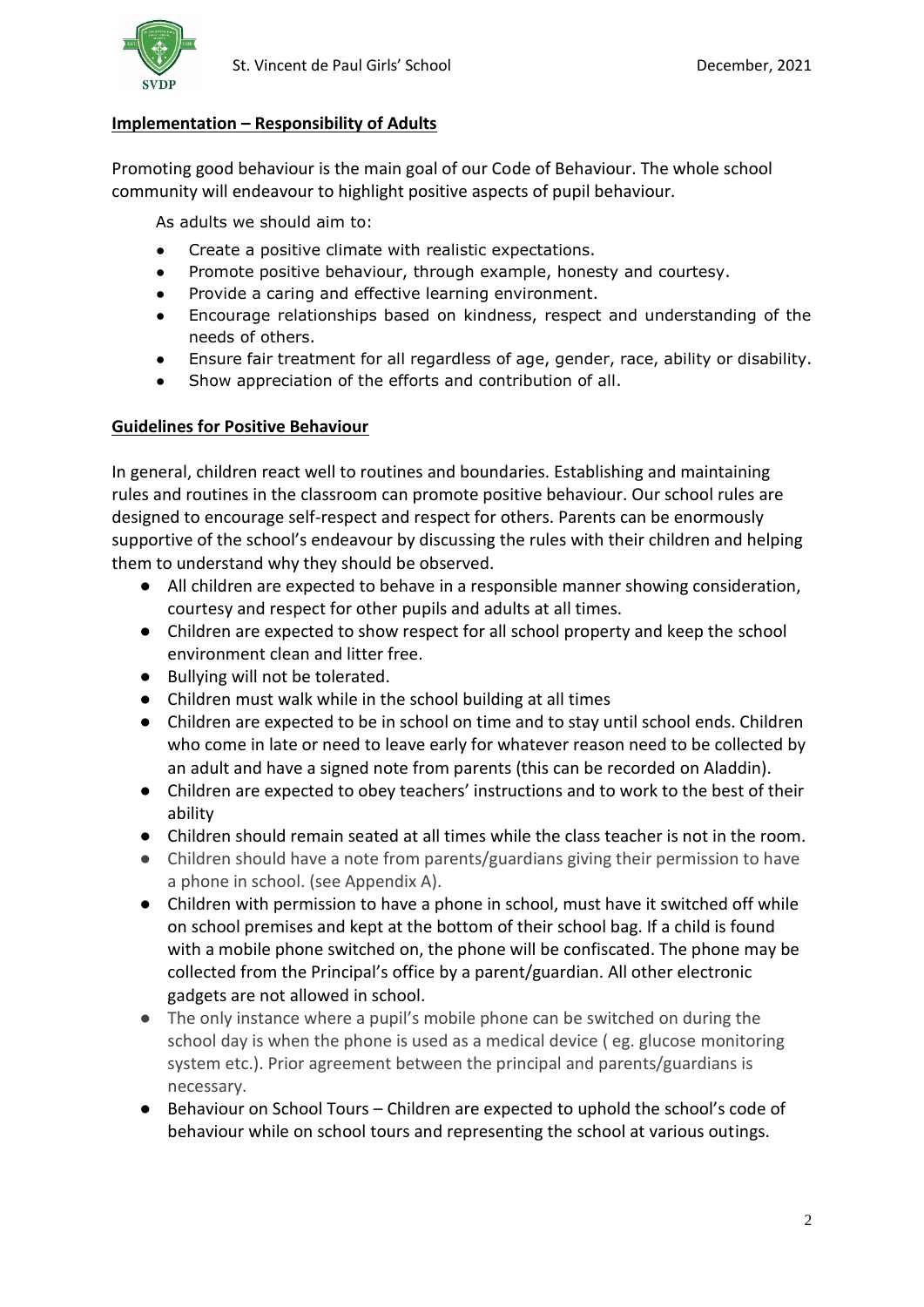## Implementation – Responsibility of Adults

Promoting good behaviour is the main goal of our Code of Behaviour. The whole school community will endeavour to highlight positive aspects of pupil behaviour.

As adults we should aim to:

- Create a positive climate with realistic expectations.
- Promote positive behaviour, through example, honesty and courtesy.
- Provide a caring and effective learning environment.
- Encourage relationships based on kindness, respect and understanding of the needs of others.
- Ensure fair treatment for all regardless of age, gender, race, ability or disability.
- Show appreciation of the efforts and contribution of all.

## Guidelines for Positive Behaviour

In general, children react well to routines and boundaries. Establishing and maintaining rules and routines in the classroom can promote positive behaviour. Our school rules are designed to encourage self-respect and respect for others. Parents can be enormously supportive of the school's endeavour by discussing the rules with their children and helping them to understand why they should be observed.

- All children are expected to behave in a responsible manner showing consideration, courtesy and respect for other pupils and adults at all times.
- Children are expected to show respect for all school property and keep the school environment clean and litter free.
- Bullying will not be tolerated.
- Children must walk while in the school building at all times
- Children are expected to be in school on time and to stay until school ends. Children who come in late or need to leave early for whatever reason need to be collected by an adult and have a signed note from parents (this can be recorded on Aladdin).
- Children are expected to obey teachers' instructions and to work to the best of their ability
- Children should remain seated at all times while the class teacher is not in the room.
- Children should have a note from parents/guardians giving their permission to have a phone in school. (see Appendix A).
- Children with permission to have a phone in school, must have it switched off while on school premises and kept at the bottom of their school bag. If a child is found with a mobile phone switched on, the phone will be confiscated. The phone may be collected from the Principal's office by a parent/guardian. All other electronic gadgets are not allowed in school.
- The only instance where a pupil's mobile phone can be switched on during the school day is when the phone is used as a medical device ( eg. glucose monitoring system etc.). Prior agreement between the principal and parents/guardians is necessary.
- Behaviour on School Tours – Children are expected to uphold the school's code of behaviour while on school tours and representing the school at various outings.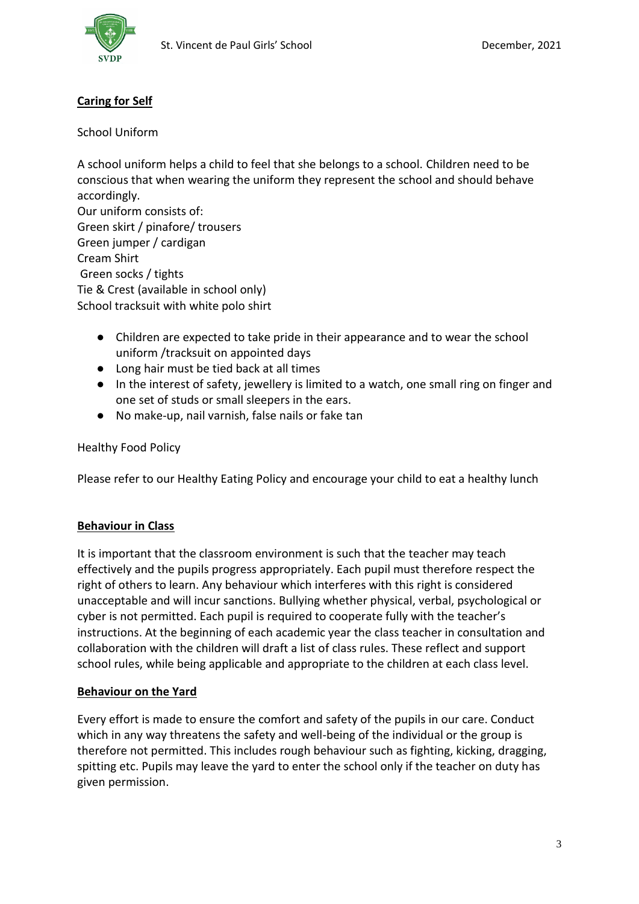## **Caring for Self**

School Uniform

A school uniform helps a child to feel that she belongs to a school. Children need to be conscious that when wearing the uniform they represent the school and should behave accordingly.

Our uniform consists of:
Green skirt / pinafore/ trousers
Green jumper / cardigan
Cream Shirt
Green socks / tights
Tie & Crest (available in school only)
School tracksuit with white polo shirt

- Children are expected to take pride in their appearance and to wear the school uniform /tracksuit on appointed days
- Long hair must be tied back at all times
- In the interest of safety, jewellery is limited to a watch, one small ring on finger and one set of studs or small sleepers in the ears.
- No make-up, nail varnish, false nails or fake tan

Healthy Food Policy

Please refer to our Healthy Eating Policy and encourage your child to eat a healthy lunch

## **Behaviour in Class**

It is important that the classroom environment is such that the teacher may teach effectively and the pupils progress appropriately. Each pupil must therefore respect the right of others to learn. Any behaviour which interferes with this right is considered unacceptable and will incur sanctions. Bullying whether physical, verbal, psychological or cyber is not permitted. Each pupil is required to cooperate fully with the teacher's instructions. At the beginning of each academic year the class teacher in consultation and collaboration with the children will draft a list of class rules. These reflect and support school rules, while being applicable and appropriate to the children at each class level.

## **Behaviour on the Yard**

Every effort is made to ensure the comfort and safety of the pupils in our care. Conduct which in any way threatens the safety and well-being of the individual or the group is therefore not permitted. This includes rough behaviour such as fighting, kicking, dragging, spitting etc. Pupils may leave the yard to enter the school only if the teacher on duty has given permission.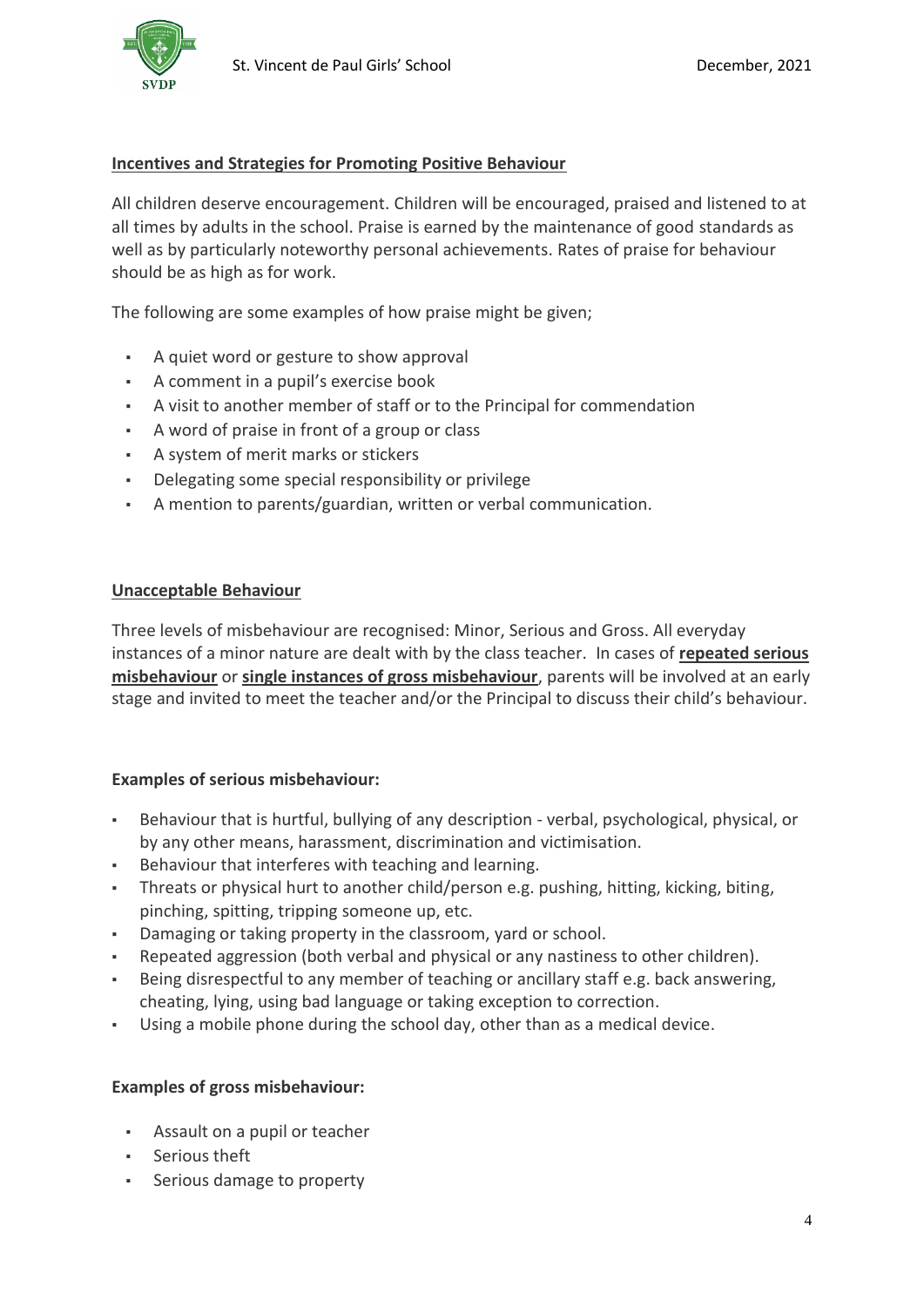## Incentives and Strategies for Promoting Positive Behaviour

All children deserve encouragement. Children will be encouraged, praised and listened to at all times by adults in the school. Praise is earned by the maintenance of good standards as well as by particularly noteworthy personal achievements. Rates of praise for behaviour should be as high as for work.

The following are some examples of how praise might be given;

- A quiet word or gesture to show approval
- A comment in a pupil's exercise book
- A visit to another member of staff or to the Principal for commendation
- A word of praise in front of a group or class
- A system of merit marks or stickers
- Delegating some special responsibility or privilege
- A mention to parents/guardian, written or verbal communication.

## Unacceptable Behaviour

Three levels of misbehaviour are recognised: Minor, Serious and Gross. All everyday instances of a minor nature are dealt with by the class teacher. In cases of **repeated serious misbehaviour** or **single instances of gross misbehaviour**, parents will be involved at an early stage and invited to meet the teacher and/or the Principal to discuss their child's behaviour.

**Examples of serious misbehaviour:**

- Behaviour that is hurtful, bullying of any description - verbal, psychological, physical, or by any other means, harassment, discrimination and victimisation.
- Behaviour that interferes with teaching and learning.
- Threats or physical hurt to another child/person e.g. pushing, hitting, kicking, biting, pinching, spitting, tripping someone up, etc.
- Damaging or taking property in the classroom, yard or school.
- Repeated aggression (both verbal and physical or any nastiness to other children).
- Being disrespectful to any member of teaching or ancillary staff e.g. back answering, cheating, lying, using bad language or taking exception to correction.
- Using a mobile phone during the school day, other than as a medical device.

**Examples of gross misbehaviour:**

- Assault on a pupil or teacher
- Serious theft
- Serious damage to property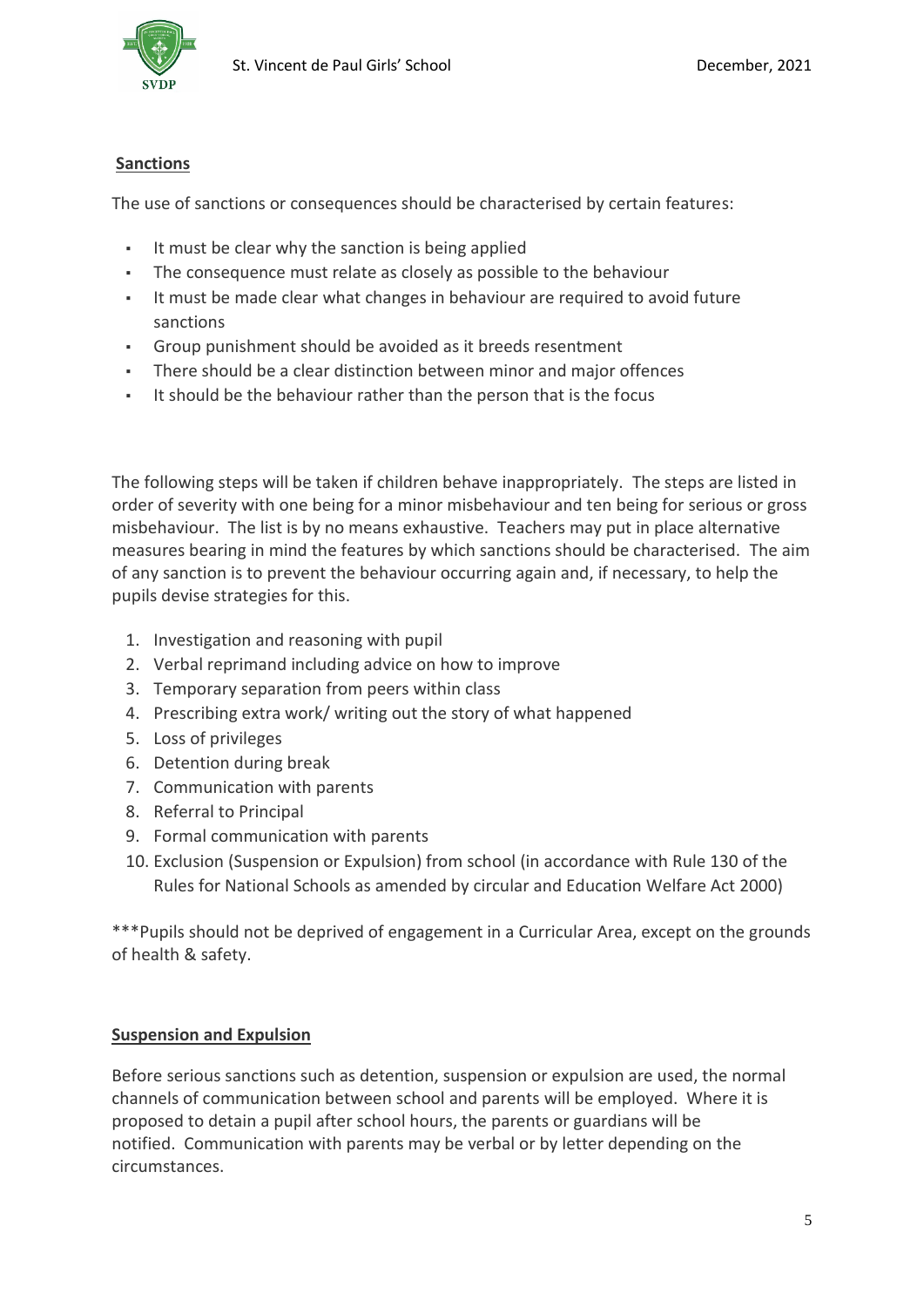## Sanctions

The use of sanctions or consequences should be characterised by certain features:

- It must be clear why the sanction is being applied
- The consequence must relate as closely as possible to the behaviour
- It must be made clear what changes in behaviour are required to avoid future sanctions
- Group punishment should be avoided as it breeds resentment
- There should be a clear distinction between minor and major offences
- It should be the behaviour rather than the person that is the focus

The following steps will be taken if children behave inappropriately. The steps are listed in order of severity with one being for a minor misbehaviour and ten being for serious or gross misbehaviour. The list is by no means exhaustive. Teachers may put in place alternative measures bearing in mind the features by which sanctions should be characterised. The aim of any sanction is to prevent the behaviour occurring again and, if necessary, to help the pupils devise strategies for this.

1. Investigation and reasoning with pupil
2. Verbal reprimand including advice on how to improve
3. Temporary separation from peers within class
4. Prescribing extra work/ writing out the story of what happened
5. Loss of privileges
6. Detention during break
7. Communication with parents
8. Referral to Principal
9. Formal communication with parents
10. Exclusion (Suspension or Expulsion) from school (in accordance with Rule 130 of the Rules for National Schools as amended by circular and Education Welfare Act 2000)

***Pupils should not be deprived of engagement in a Curricular Area, except on the grounds of health & safety.

## Suspension and Expulsion

Before serious sanctions such as detention, suspension or expulsion are used, the normal channels of communication between school and parents will be employed. Where it is proposed to detain a pupil after school hours, the parents or guardians will be notified. Communication with parents may be verbal or by letter depending on the circumstances.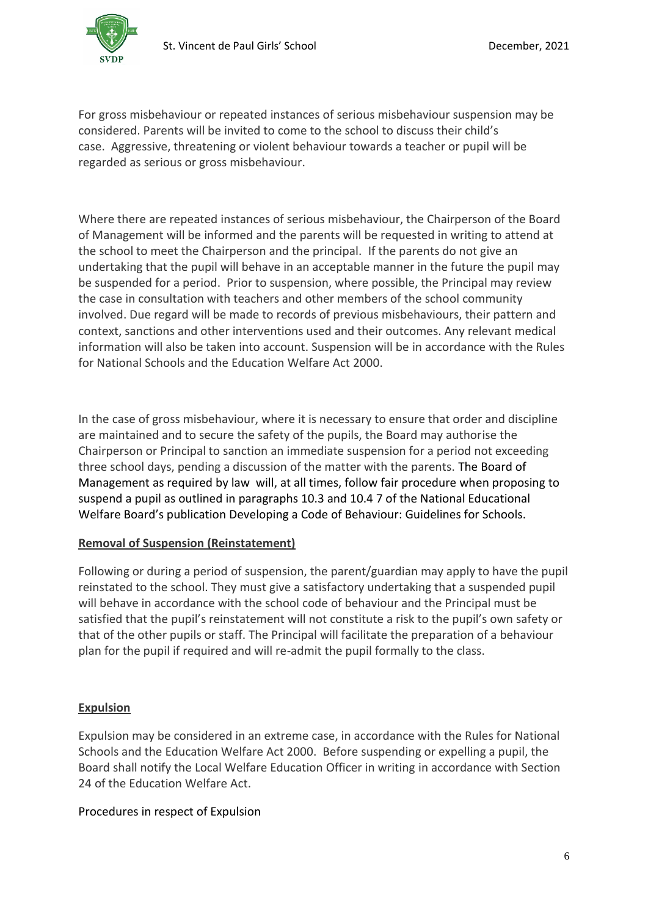For gross misbehaviour or repeated instances of serious misbehaviour suspension may be considered. Parents will be invited to come to the school to discuss their child's case. Aggressive, threatening or violent behaviour towards a teacher or pupil will be regarded as serious or gross misbehaviour.

Where there are repeated instances of serious misbehaviour, the Chairperson of the Board of Management will be informed and the parents will be requested in writing to attend at the school to meet the Chairperson and the principal. If the parents do not give an undertaking that the pupil will behave in an acceptable manner in the future the pupil may be suspended for a period. Prior to suspension, where possible, the Principal may review the case in consultation with teachers and other members of the school community involved. Due regard will be made to records of previous misbehaviours, their pattern and context, sanctions and other interventions used and their outcomes. Any relevant medical information will also be taken into account. Suspension will be in accordance with the Rules for National Schools and the Education Welfare Act 2000.

In the case of gross misbehaviour, where it is necessary to ensure that order and discipline are maintained and to secure the safety of the pupils, the Board may authorise the Chairperson or Principal to sanction an immediate suspension for a period not exceeding three school days, pending a discussion of the matter with the parents. The Board of Management as required by law will, at all times, follow fair procedure when proposing to suspend a pupil as outlined in paragraphs 10.3 and 10.4 7 of the National Educational Welfare Board's publication Developing a Code of Behaviour: Guidelines for Schools.

**Removal of Suspension (Reinstatement)**

Following or during a period of suspension, the parent/guardian may apply to have the pupil reinstated to the school. They must give a satisfactory undertaking that a suspended pupil will behave in accordance with the school code of behaviour and the Principal must be satisfied that the pupil's reinstatement will not constitute a risk to the pupil's own safety or that of the other pupils or staff. The Principal will facilitate the preparation of a behaviour plan for the pupil if required and will re-admit the pupil formally to the class.

**Expulsion**

Expulsion may be considered in an extreme case, in accordance with the Rules for National Schools and the Education Welfare Act 2000. Before suspending or expelling a pupil, the Board shall notify the Local Welfare Education Officer in writing in accordance with Section 24 of the Education Welfare Act.

Procedures in respect of Expulsion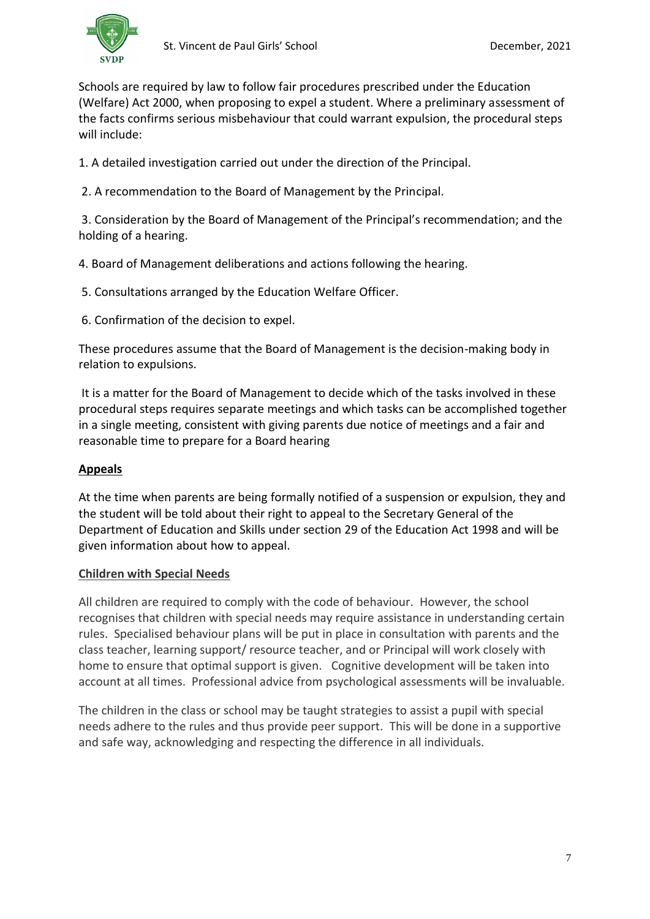Schools are required by law to follow fair procedures prescribed under the Education (Welfare) Act 2000, when proposing to expel a student. Where a preliminary assessment of the facts confirms serious misbehaviour that could warrant expulsion, the procedural steps will include:

1. A detailed investigation carried out under the direction of the Principal.

2. A recommendation to the Board of Management by the Principal.

3. Consideration by the Board of Management of the Principal's recommendation; and the holding of a hearing.

4. Board of Management deliberations and actions following the hearing.

5. Consultations arranged by the Education Welfare Officer.

6. Confirmation of the decision to expel.

These procedures assume that the Board of Management is the decision-making body in relation to expulsions.

It is a matter for the Board of Management to decide which of the tasks involved in these procedural steps requires separate meetings and which tasks can be accomplished together in a single meeting, consistent with giving parents due notice of meetings and a fair and reasonable time to prepare for a Board hearing

## Appeals

At the time when parents are being formally notified of a suspension or expulsion, they and the student will be told about their right to appeal to the Secretary General of the Department of Education and Skills under section 29 of the Education Act 1998 and will be given information about how to appeal.

## Children with Special Needs

All children are required to comply with the code of behaviour. However, the school recognises that children with special needs may require assistance in understanding certain rules. Specialised behaviour plans will be put in place in consultation with parents and the class teacher, learning support/ resource teacher, and or Principal will work closely with home to ensure that optimal support is given. Cognitive development will be taken into account at all times. Professional advice from psychological assessments will be invaluable.

The children in the class or school may be taught strategies to assist a pupil with special needs adhere to the rules and thus provide peer support. This will be done in a supportive and safe way, acknowledging and respecting the difference in all individuals.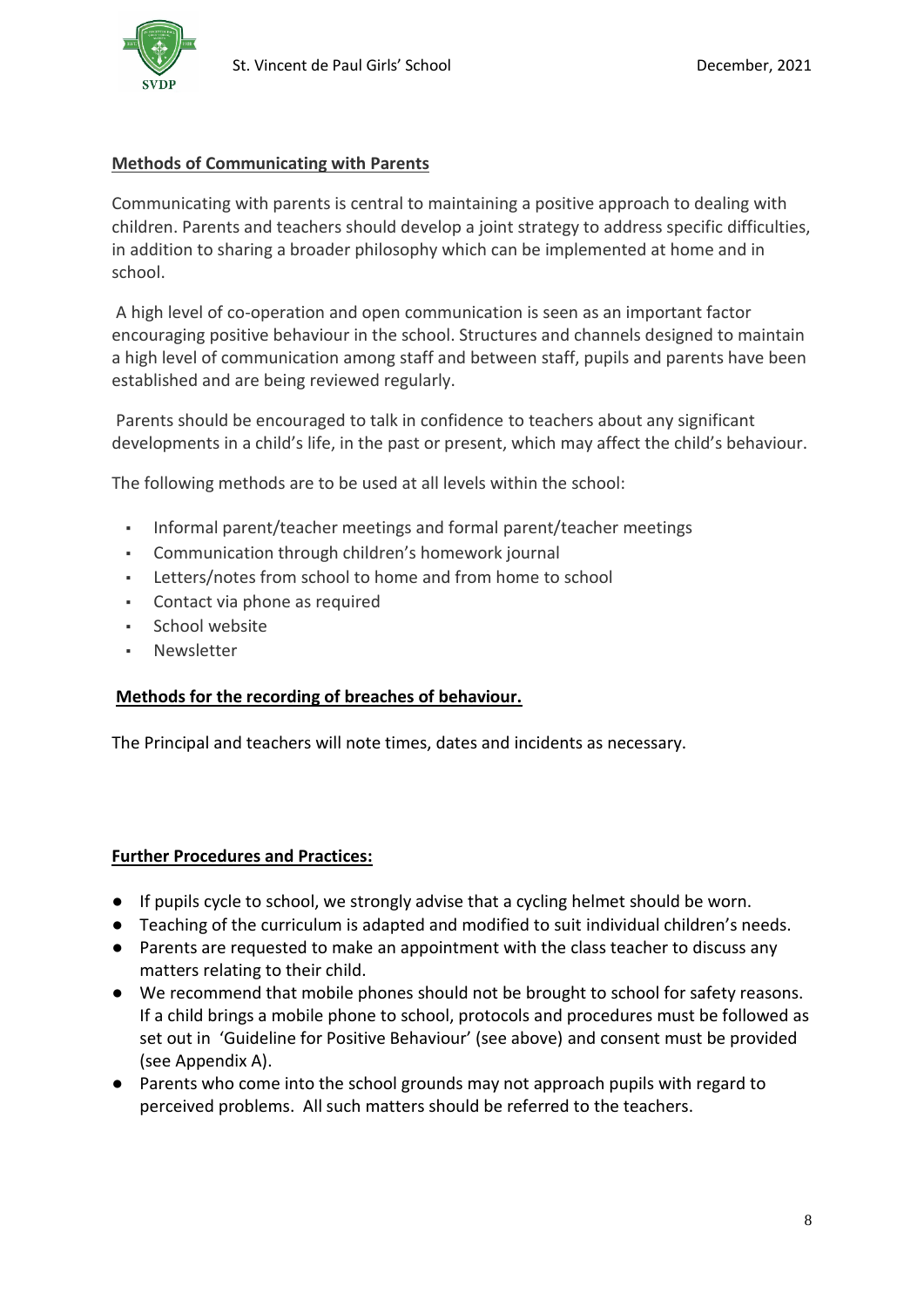**Methods of Communicating with Parents**

Communicating with parents is central to maintaining a positive approach to dealing with children. Parents and teachers should develop a joint strategy to address specific difficulties, in addition to sharing a broader philosophy which can be implemented at home and in school.

A high level of co-operation and open communication is seen as an important factor encouraging positive behaviour in the school. Structures and channels designed to maintain a high level of communication among staff and between staff, pupils and parents have been established and are being reviewed regularly.

Parents should be encouraged to talk in confidence to teachers about any significant developments in a child's life, in the past or present, which may affect the child's behaviour.

The following methods are to be used at all levels within the school:

- Informal parent/teacher meetings and formal parent/teacher meetings
- Communication through children's homework journal
- Letters/notes from school to home and from home to school
- Contact via phone as required
- School website
- Newsletter

**Methods for the recording of breaches of behaviour.**

The Principal and teachers will note times, dates and incidents as necessary.

**Further Procedures and Practices:**

- If pupils cycle to school, we strongly advise that a cycling helmet should be worn.
- Teaching of the curriculum is adapted and modified to suit individual children's needs.
- Parents are requested to make an appointment with the class teacher to discuss any matters relating to their child.
- We recommend that mobile phones should not be brought to school for safety reasons. If a child brings a mobile phone to school, protocols and procedures must be followed as set out in 'Guideline for Positive Behaviour' (see above) and consent must be provided (see Appendix A).
- Parents who come into the school grounds may not approach pupils with regard to perceived problems. All such matters should be referred to the teachers.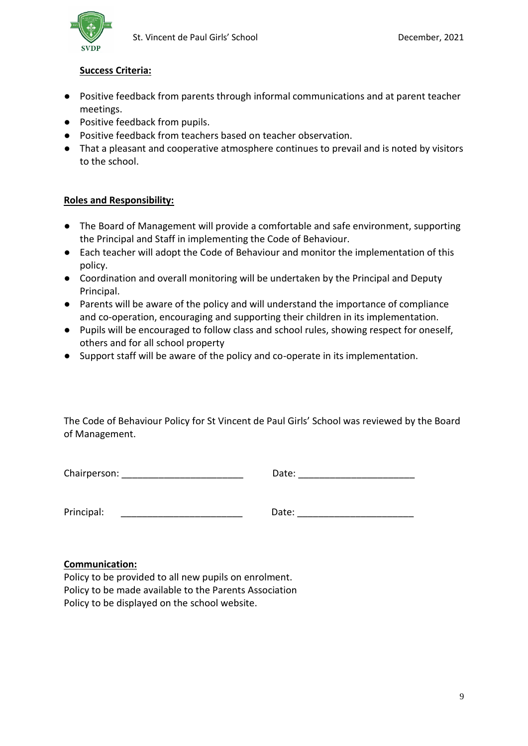**Success Criteria:**

- Positive feedback from parents through informal communications and at parent teacher meetings.
- Positive feedback from pupils.
- Positive feedback from teachers based on teacher observation.
- That a pleasant and cooperative atmosphere continues to prevail and is noted by visitors to the school.

**Roles and Responsibility:**

- The Board of Management will provide a comfortable and safe environment, supporting the Principal and Staff in implementing the Code of Behaviour.
- Each teacher will adopt the Code of Behaviour and monitor the implementation of this policy.
- Coordination and overall monitoring will be undertaken by the Principal and Deputy Principal.
- Parents will be aware of the policy and will understand the importance of compliance and co-operation, encouraging and supporting their children in its implementation.
- Pupils will be encouraged to follow class and school rules, showing respect for oneself, others and for all school property
- Support staff will be aware of the policy and co-operate in its implementation.

The Code of Behaviour Policy for St Vincent de Paul Girls' School was reviewed by the Board of Management.

Chairperson: _______________________ Date: _____________________

Principal: _______________________ Date: _____________________

**Communication:**

Policy to be provided to all new pupils on enrolment.
Policy to be made available to the Parents Association
Policy to be displayed on the school website.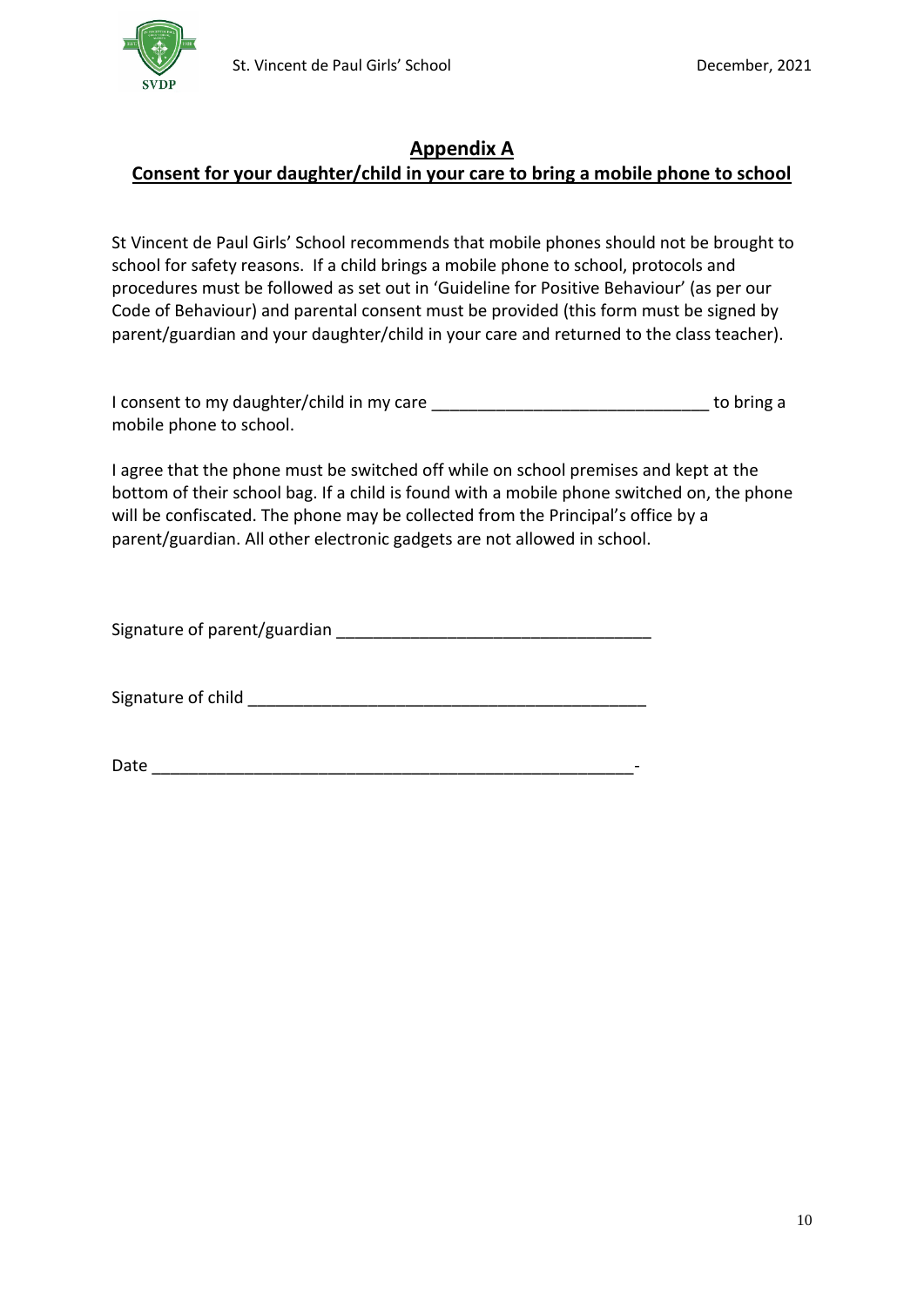## Appendix A

## Consent for your daughter/child in your care to bring a mobile phone to school

St Vincent de Paul Girls' School recommends that mobile phones should not be brought to school for safety reasons. If a child brings a mobile phone to school, protocols and procedures must be followed as set out in 'Guideline for Positive Behaviour' (as per our Code of Behaviour) and parental consent must be provided (this form must be signed by parent/guardian and your daughter/child in your care and returned to the class teacher).

I consent to my daughter/child in my care ______________________________ to bring a mobile phone to school.

I agree that the phone must be switched off while on school premises and kept at the bottom of their school bag. If a child is found with a mobile phone switched on, the phone will be confiscated. The phone may be collected from the Principal's office by a parent/guardian. All other electronic gadgets are not allowed in school.

Signature of parent/guardian __________________________________

Signature of child ____________________________________________

Date ______________________________________________________-